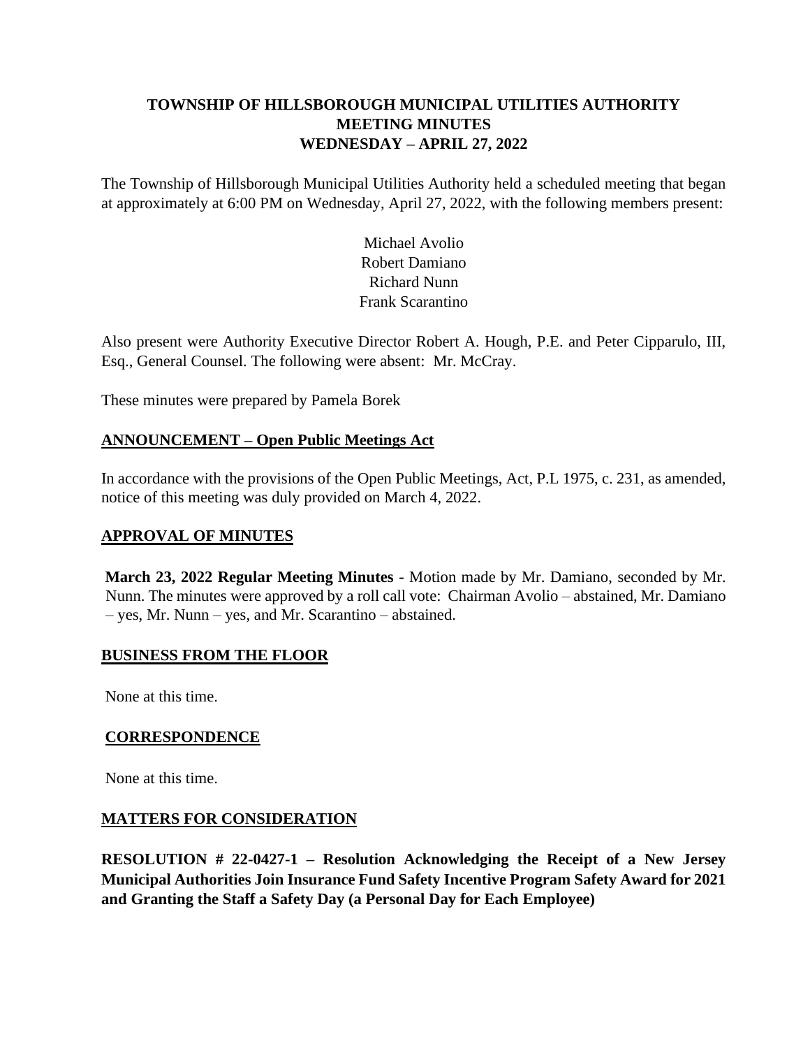# TOWNSHIP OF HILLSBOROUGH MUNICIPAL UTILITIES AUTHORITY
# MEETING MINUTES
# WEDNESDAY – APRIL 27, 2022

The Township of Hillsborough Municipal Utilities Authority held a scheduled meeting that began at approximately at 6:00 PM on Wednesday, April 27, 2022, with the following members present:

Michael Avolio
Robert Damiano
Richard Nunn
Frank Scarantino

Also present were Authority Executive Director Robert A. Hough, P.E. and Peter Cipparulo, III, Esq., General Counsel. The following were absent: Mr. McCray.

These minutes were prepared by Pamela Borek

## ANNOUNCEMENT – Open Public Meetings Act

In accordance with the provisions of the Open Public Meetings, Act, P.L 1975, c. 231, as amended, notice of this meeting was duly provided on March 4, 2022.

## APPROVAL OF MINUTES

**March 23, 2022 Regular Meeting Minutes -** Motion made by Mr. Damiano, seconded by Mr. Nunn. The minutes were approved by a roll call vote: Chairman Avolio – abstained, Mr. Damiano – yes, Mr. Nunn – yes, and Mr. Scarantino – abstained.

## BUSINESS FROM THE FLOOR

None at this time.

## CORRESPONDENCE

None at this time.

## MATTERS FOR CONSIDERATION

**RESOLUTION # 22-0427-1 – Resolution Acknowledging the Receipt of a New Jersey Municipal Authorities Join Insurance Fund Safety Incentive Program Safety Award for 2021 and Granting the Staff a Safety Day (a Personal Day for Each Employee)**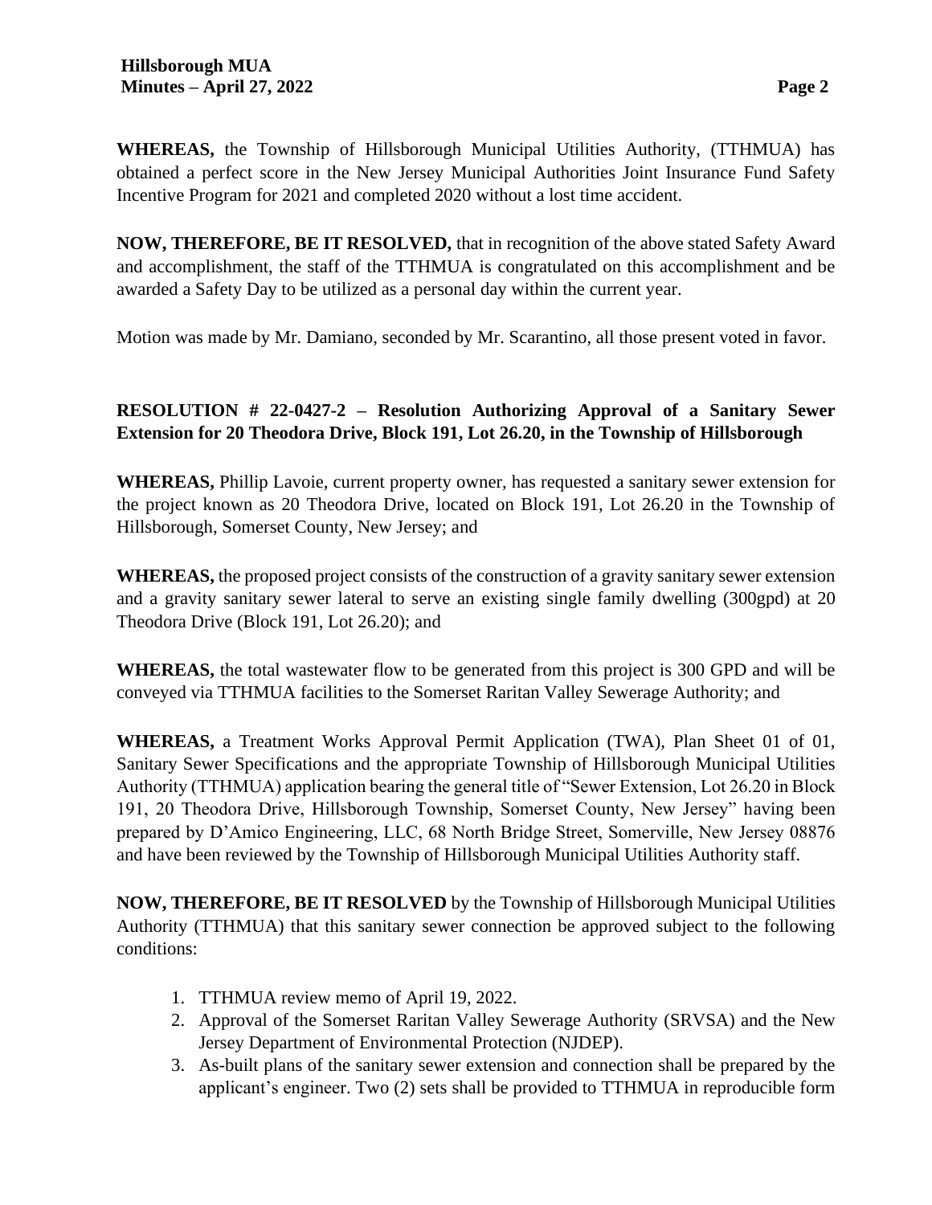**WHEREAS,** the Township of Hillsborough Municipal Utilities Authority, (TTHMUA) has obtained a perfect score in the New Jersey Municipal Authorities Joint Insurance Fund Safety Incentive Program for 2021 and completed 2020 without a lost time accident.

**NOW, THEREFORE, BE IT RESOLVED,** that in recognition of the above stated Safety Award and accomplishment, the staff of the TTHMUA is congratulated on this accomplishment and be awarded a Safety Day to be utilized as a personal day within the current year.

Motion was made by Mr. Damiano, seconded by Mr. Scarantino, all those present voted in favor.

**RESOLUTION # 22-0427-2 – Resolution Authorizing Approval of a Sanitary Sewer Extension for 20 Theodora Drive, Block 191, Lot 26.20, in the Township of Hillsborough**

**WHEREAS,** Phillip Lavoie, current property owner, has requested a sanitary sewer extension for the project known as 20 Theodora Drive, located on Block 191, Lot 26.20 in the Township of Hillsborough, Somerset County, New Jersey; and

**WHEREAS,** the proposed project consists of the construction of a gravity sanitary sewer extension and a gravity sanitary sewer lateral to serve an existing single family dwelling (300gpd) at 20 Theodora Drive (Block 191, Lot 26.20); and

**WHEREAS,** the total wastewater flow to be generated from this project is 300 GPD and will be conveyed via TTHMUA facilities to the Somerset Raritan Valley Sewerage Authority; and

**WHEREAS,** a Treatment Works Approval Permit Application (TWA), Plan Sheet 01 of 01, Sanitary Sewer Specifications and the appropriate Township of Hillsborough Municipal Utilities Authority (TTHMUA) application bearing the general title of "Sewer Extension, Lot 26.20 in Block 191, 20 Theodora Drive, Hillsborough Township, Somerset County, New Jersey" having been prepared by D'Amico Engineering, LLC, 68 North Bridge Street, Somerville, New Jersey 08876 and have been reviewed by the Township of Hillsborough Municipal Utilities Authority staff.

**NOW, THEREFORE, BE IT RESOLVED** by the Township of Hillsborough Municipal Utilities Authority (TTHMUA) that this sanitary sewer connection be approved subject to the following conditions:

1. TTHMUA review memo of April 19, 2022.
2. Approval of the Somerset Raritan Valley Sewerage Authority (SRVSA) and the New Jersey Department of Environmental Protection (NJDEP).
3. As-built plans of the sanitary sewer extension and connection shall be prepared by the applicant's engineer. Two (2) sets shall be provided to TTHMUA in reproducible form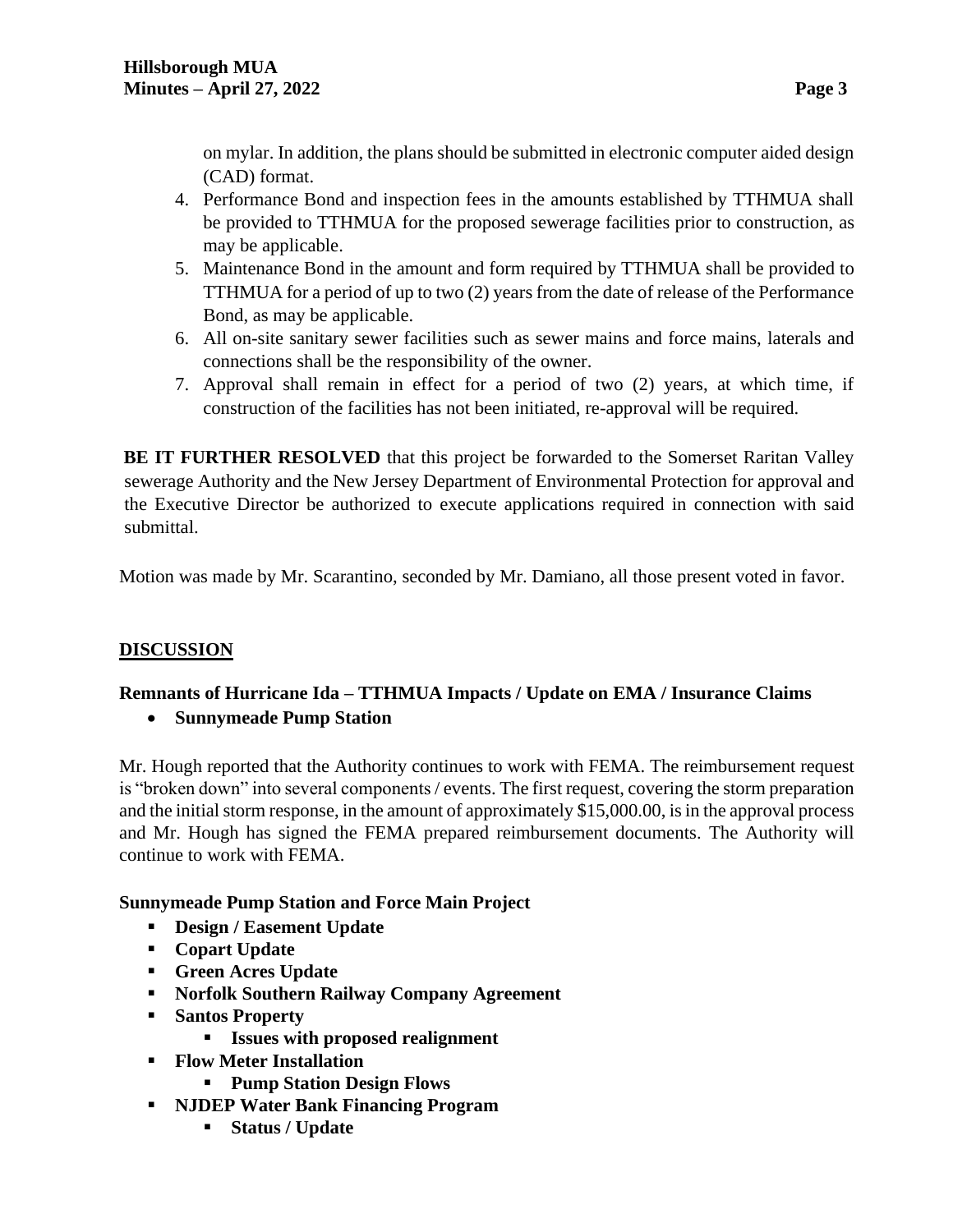on mylar. In addition, the plans should be submitted in electronic computer aided design (CAD) format.

4. Performance Bond and inspection fees in the amounts established by TTHMUA shall be provided to TTHMUA for the proposed sewerage facilities prior to construction, as may be applicable.
5. Maintenance Bond in the amount and form required by TTHMUA shall be provided to TTHMUA for a period of up to two (2) years from the date of release of the Performance Bond, as may be applicable.
6. All on-site sanitary sewer facilities such as sewer mains and force mains, laterals and connections shall be the responsibility of the owner.
7. Approval shall remain in effect for a period of two (2) years, at which time, if construction of the facilities has not been initiated, re-approval will be required.

**BE IT FURTHER RESOLVED** that this project be forwarded to the Somerset Raritan Valley sewerage Authority and the New Jersey Department of Environmental Protection for approval and the Executive Director be authorized to execute applications required in connection with said submittal.

Motion was made by Mr. Scarantino, seconded by Mr. Damiano, all those present voted in favor.

## DISCUSSION

**Remnants of Hurricane Ida – TTHMUA Impacts / Update on EMA / Insurance Claims**

- **Sunnymeade Pump Station**

Mr. Hough reported that the Authority continues to work with FEMA. The reimbursement request is "broken down" into several components / events. The first request, covering the storm preparation and the initial storm response, in the amount of approximately $15,000.00, is in the approval process and Mr. Hough has signed the FEMA prepared reimbursement documents. The Authority will continue to work with FEMA.

**Sunnymeade Pump Station and Force Main Project**

- **Design / Easement Update**
- **Copart Update**
- **Green Acres Update**
- **Norfolk Southern Railway Company Agreement**
- **Santos Property**
  - **Issues with proposed realignment**
- **Flow Meter Installation**
  - **Pump Station Design Flows**
- **NJDEP Water Bank Financing Program**
  - **Status / Update**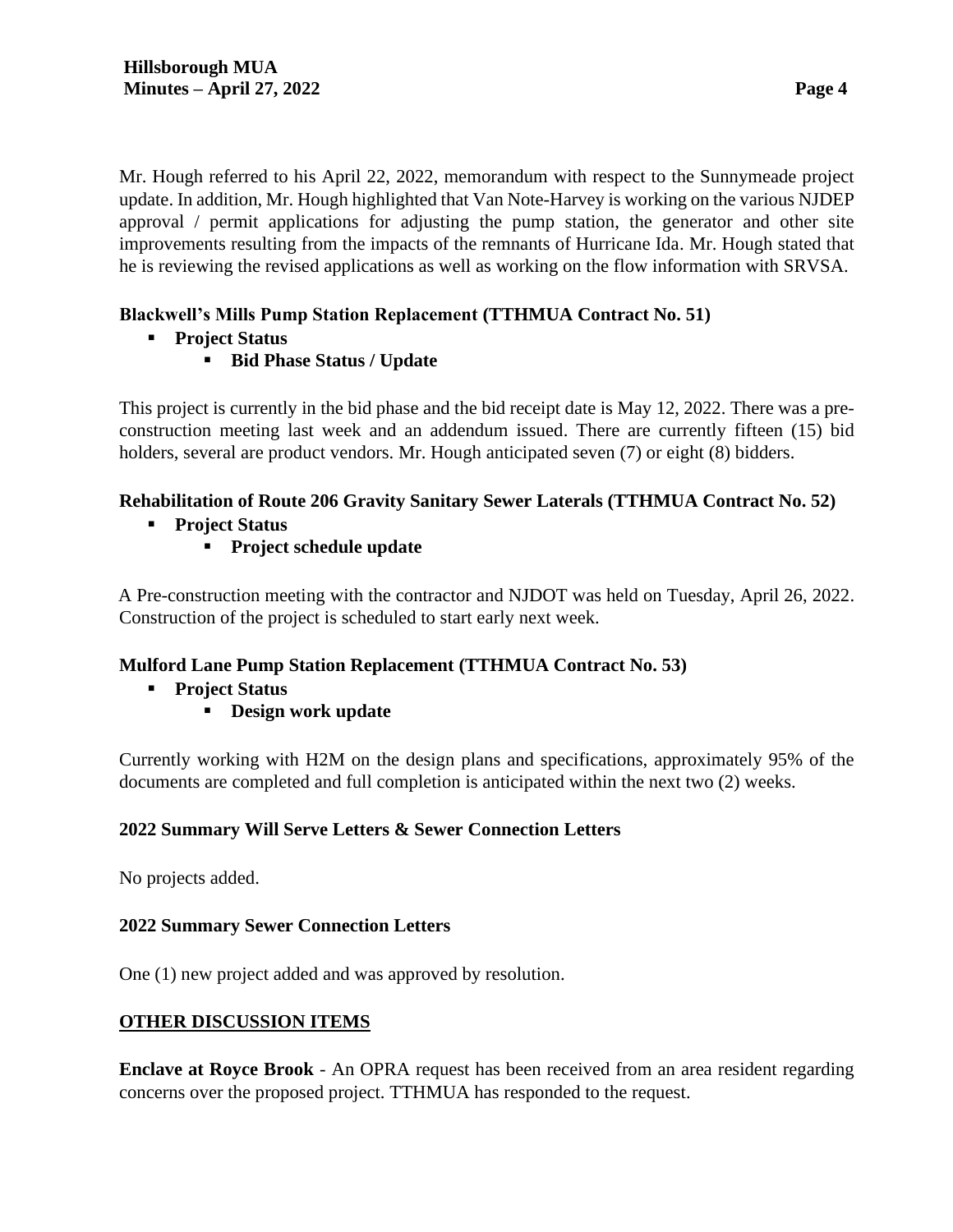Mr. Hough referred to his April 22, 2022, memorandum with respect to the Sunnymeade project update. In addition, Mr. Hough highlighted that Van Note-Harvey is working on the various NJDEP approval / permit applications for adjusting the pump station, the generator and other site improvements resulting from the impacts of the remnants of Hurricane Ida. Mr. Hough stated that he is reviewing the revised applications as well as working on the flow information with SRVSA.

**Blackwell's Mills Pump Station Replacement (TTHMUA Contract No. 51)**

- **Project Status**
  - **Bid Phase Status / Update**

This project is currently in the bid phase and the bid receipt date is May 12, 2022. There was a pre-construction meeting last week and an addendum issued. There are currently fifteen (15) bid holders, several are product vendors. Mr. Hough anticipated seven (7) or eight (8) bidders.

**Rehabilitation of Route 206 Gravity Sanitary Sewer Laterals (TTHMUA Contract No. 52)**

- **Project Status**
  - **Project schedule update**

A Pre-construction meeting with the contractor and NJDOT was held on Tuesday, April 26, 2022. Construction of the project is scheduled to start early next week.

**Mulford Lane Pump Station Replacement (TTHMUA Contract No. 53)**

- **Project Status**
  - **Design work update**

Currently working with H2M on the design plans and specifications, approximately 95% of the documents are completed and full completion is anticipated within the next two (2) weeks.

**2022 Summary Will Serve Letters & Sewer Connection Letters**

No projects added.

**2022 Summary Sewer Connection Letters**

One (1) new project added and was approved by resolution.

## OTHER DISCUSSION ITEMS

**Enclave at Royce Brook** - An OPRA request has been received from an area resident regarding concerns over the proposed project. TTHMUA has responded to the request.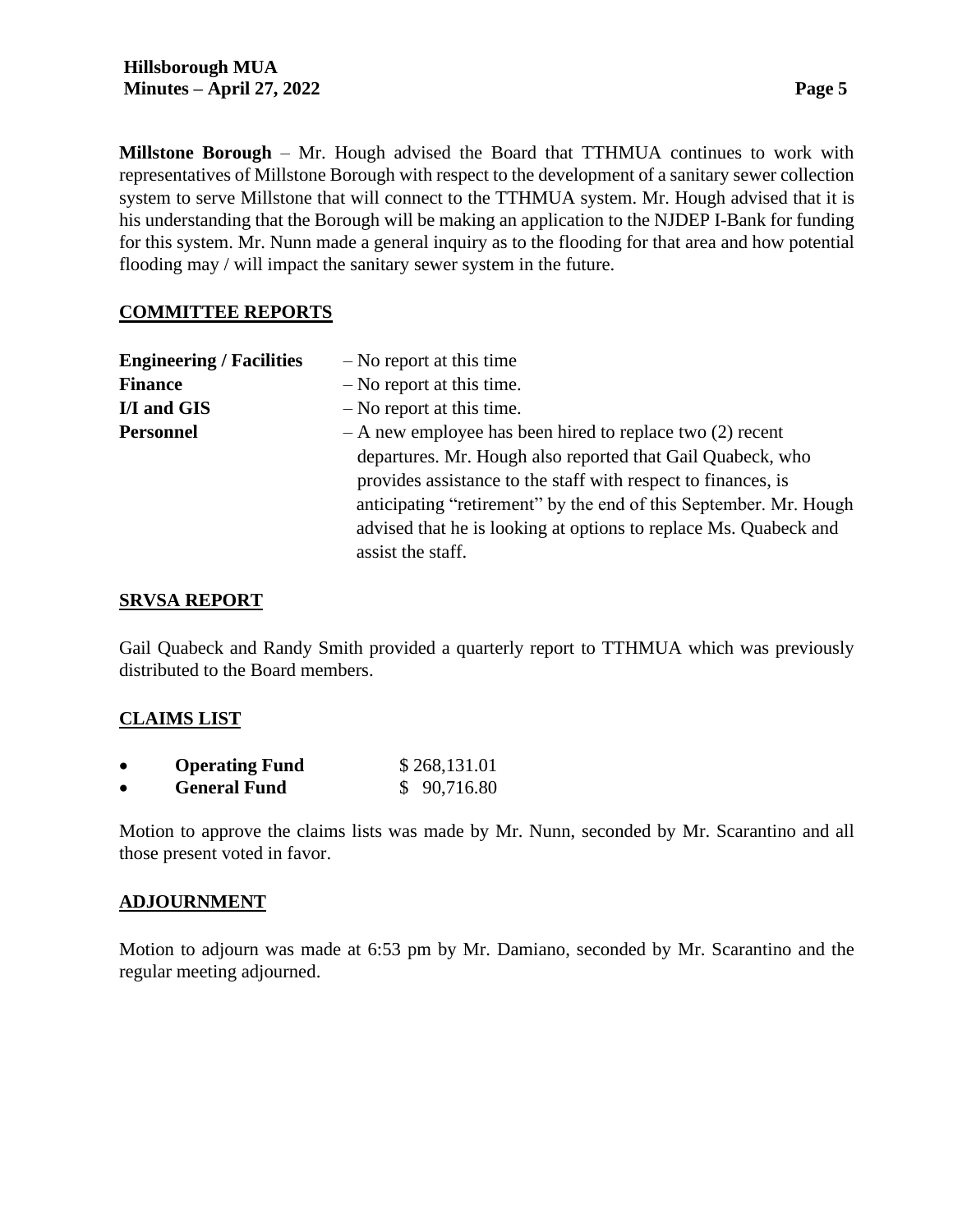**Millstone Borough** – Mr. Hough advised the Board that TTHMUA continues to work with representatives of Millstone Borough with respect to the development of a sanitary sewer collection system to serve Millstone that will connect to the TTHMUA system. Mr. Hough advised that it is his understanding that the Borough will be making an application to the NJDEP I-Bank for funding for this system. Mr. Nunn made a general inquiry as to the flooding for that area and how potential flooding may / will impact the sanitary sewer system in the future.

## COMMITTEE REPORTS

**Engineering / Facilities** – No report at this time

**Finance** – No report at this time.

**I/I and GIS** – No report at this time.

**Personnel** – A new employee has been hired to replace two (2) recent departures. Mr. Hough also reported that Gail Quabeck, who provides assistance to the staff with respect to finances, is anticipating "retirement" by the end of this September. Mr. Hough advised that he is looking at options to replace Ms. Quabeck and assist the staff.

## SRVSA REPORT

Gail Quabeck and Randy Smith provided a quarterly report to TTHMUA which was previously distributed to the Board members.

## CLAIMS LIST

- **Operating Fund** $ 268,131.01
- **General Fund** $ 90,716.80

Motion to approve the claims lists was made by Mr. Nunn, seconded by Mr. Scarantino and all those present voted in favor.

## ADJOURNMENT

Motion to adjourn was made at 6:53 pm by Mr. Damiano, seconded by Mr. Scarantino and the regular meeting adjourned.